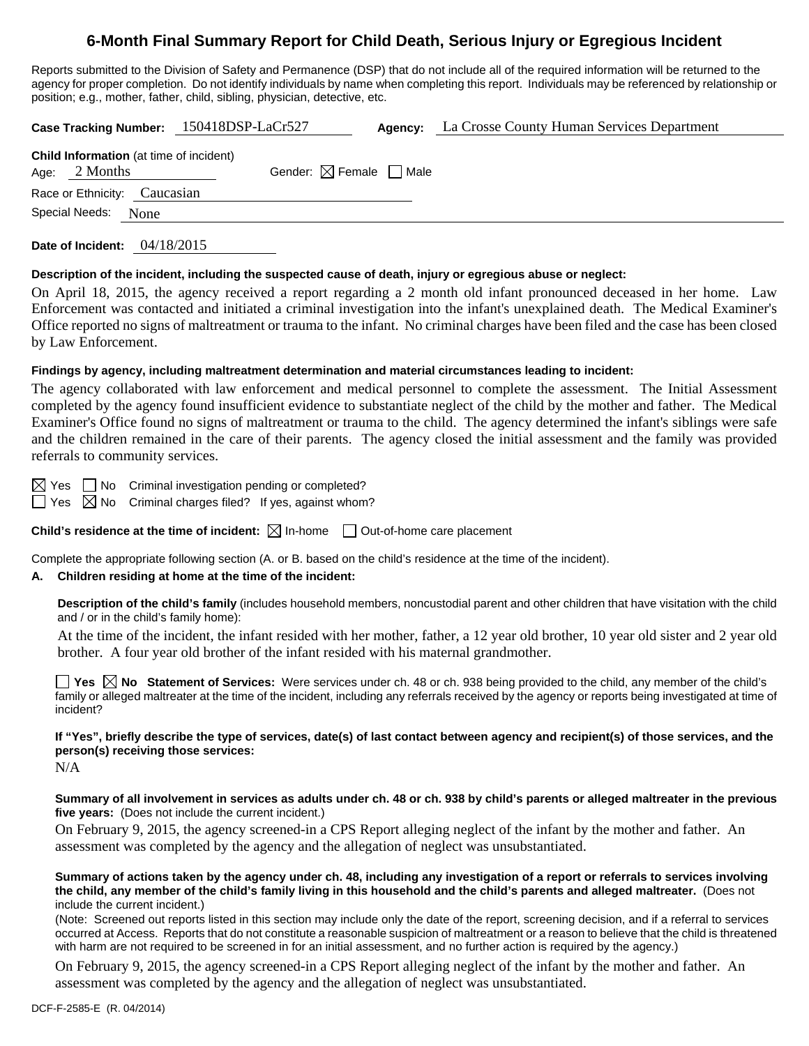# 6-Month Final Summary Report for Child Death, Serious Injury or Egregious Incident

Reports submitted to the Division of Safety and Permanence (DSP) that do not include all of the required information will be returned to the agency for proper completion. Do not identify individuals by name when completing this report. Individuals may be referenced by relationship or position; e.g., mother, father, child, sibling, physician, detective, etc.

**Case Tracking Number:** 150418DSP-LaCr527 **Agency:** La Crosse County Human Services Department

**Child Information** (at time of incident)

Age: 2 Months Gender: ☒ Female ☐ Male

Race or Ethnicity: Caucasian

Special Needs: None

**Date of Incident:** 04/18/2015

**Description of the incident, including the suspected cause of death, injury or egregious abuse or neglect:**

On April 18, 2015, the agency received a report regarding a 2 month old infant pronounced deceased in her home. Law Enforcement was contacted and initiated a criminal investigation into the infant's unexplained death. The Medical Examiner's Office reported no signs of maltreatment or trauma to the infant. No criminal charges have been filed and the case has been closed by Law Enforcement.

**Findings by agency, including maltreatment determination and material circumstances leading to incident:**

The agency collaborated with law enforcement and medical personnel to complete the assessment. The Initial Assessment completed by the agency found insufficient evidence to substantiate neglect of the child by the mother and father. The Medical Examiner's Office found no signs of maltreatment or trauma to the child. The agency determined the infant's siblings were safe and the children remained in the care of their parents. The agency closed the initial assessment and the family was provided referrals to community services.

☒ Yes ☐ No Criminal investigation pending or completed?

☐ Yes ☒ No Criminal charges filed? If yes, against whom?

**Child's residence at the time of incident:** ☒ In-home ☐ Out-of-home care placement

Complete the appropriate following section (A. or B. based on the child's residence at the time of the incident).

**A. Children residing at home at the time of the incident:**

**Description of the child's family** (includes household members, noncustodial parent and other children that have visitation with the child and / or in the child's family home):

At the time of the incident, the infant resided with her mother, father, a 12 year old brother, 10 year old sister and 2 year old brother. A four year old brother of the infant resided with his maternal grandmother.

☐ **Yes** ☒ **No Statement of Services:** Were services under ch. 48 or ch. 938 being provided to the child, any member of the child's family or alleged maltreater at the time of the incident, including any referrals received by the agency or reports being investigated at time of incident?

**If "Yes", briefly describe the type of services, date(s) of last contact between agency and recipient(s) of those services, and the person(s) receiving those services:**

N/A

**Summary of all involvement in services as adults under ch. 48 or ch. 938 by child's parents or alleged maltreater in the previous five years:** (Does not include the current incident.)

On February 9, 2015, the agency screened-in a CPS Report alleging neglect of the infant by the mother and father. An assessment was completed by the agency and the allegation of neglect was unsubstantiated.

**Summary of actions taken by the agency under ch. 48, including any investigation of a report or referrals to services involving the child, any member of the child's family living in this household and the child's parents and alleged maltreater.** (Does not include the current incident.)

(Note: Screened out reports listed in this section may include only the date of the report, screening decision, and if a referral to services occurred at Access. Reports that do not constitute a reasonable suspicion of maltreatment or a reason to believe that the child is threatened with harm are not required to be screened in for an initial assessment, and no further action is required by the agency.)

On February 9, 2015, the agency screened-in a CPS Report alleging neglect of the infant by the mother and father. An assessment was completed by the agency and the allegation of neglect was unsubstantiated.

DCF-F-2585-E (R. 04/2014)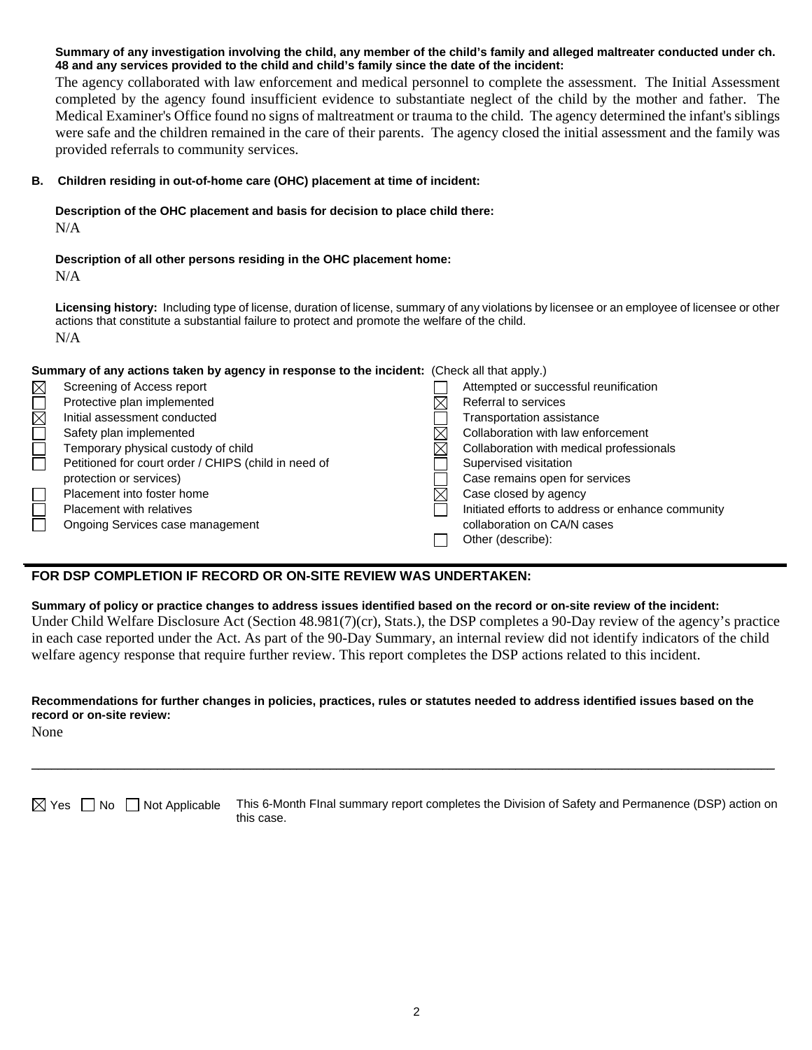**Summary of any investigation involving the child, any member of the child's family and alleged maltreater conducted under ch. 48 and any services provided to the child and child's family since the date of the incident:**

The agency collaborated with law enforcement and medical personnel to complete the assessment. The Initial Assessment completed by the agency found insufficient evidence to substantiate neglect of the child by the mother and father. The Medical Examiner's Office found no signs of maltreatment or trauma to the child. The agency determined the infant's siblings were safe and the children remained in the care of their parents. The agency closed the initial assessment and the family was provided referrals to community services.

**B. Children residing in out-of-home care (OHC) placement at time of incident:**

**Description of the OHC placement and basis for decision to place child there:**

N/A

**Description of all other persons residing in the OHC placement home:**

N/A

**Licensing history:** Including type of license, duration of license, summary of any violations by licensee or an employee of licensee or other actions that constitute a substantial failure to protect and promote the welfare of the child.

N/A

**Summary of any actions taken by agency in response to the incident:** (Check all that apply.)

- ☒ Screening of Access report
- ☐ Protective plan implemented
- ☒ Initial assessment conducted
- ☐ Safety plan implemented
- ☐ Temporary physical custody of child
- ☐ Petitioned for court order / CHIPS (child in need of protection or services)
- ☐ Placement into foster home
- ☐ Placement with relatives
- ☐ Ongoing Services case management
- ☐ Attempted or successful reunification
- ☒ Referral to services
- ☐ Transportation assistance
- ☒ Collaboration with law enforcement
- ☒ Collaboration with medical professionals
- ☐ Supervised visitation
- ☐ Case remains open for services
- ☒ Case closed by agency
- ☐ Initiated efforts to address or enhance community collaboration on CA/N cases
- ☐ Other (describe):

## FOR DSP COMPLETION IF RECORD OR ON-SITE REVIEW WAS UNDERTAKEN:

**Summary of policy or practice changes to address issues identified based on the record or on-site review of the incident:**

Under Child Welfare Disclosure Act (Section 48.981(7)(cr), Stats.), the DSP completes a 90-Day review of the agency's practice in each case reported under the Act. As part of the 90-Day Summary, an internal review did not identify indicators of the child welfare agency response that require further review. This report completes the DSP actions related to this incident.

**Recommendations for further changes in policies, practices, rules or statutes needed to address identified issues based on the record or on-site review:**

None

---

☒ Yes ☐ No ☐ Not Applicable This 6-Month FInal summary report completes the Division of Safety and Permanence (DSP) action on this case.